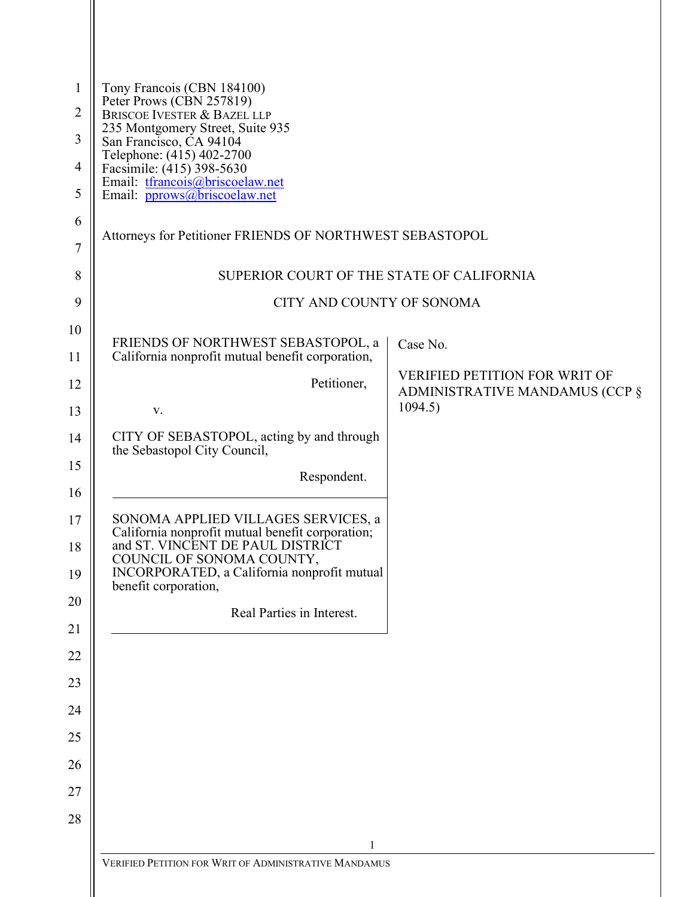Tony Francois (CBN 184100)
Peter Prows (CBN 257819)
BRISCOE IVESTER & BAZEL LLP
235 Montgomery Street, Suite 935
San Francisco, CA 94104
Telephone: (415) 402-2700
Facsimile: (415) 398-5630
Email: tfrancois@briscoelaw.net
Email: pprows@briscoelaw.net

Attorneys for Petitioner FRIENDS OF NORTHWEST SEBASTOPOL

SUPERIOR COURT OF THE STATE OF CALIFORNIA

CITY AND COUNTY OF SONOMA

| | |
|---|---|
| FRIENDS OF NORTHWEST SEBASTOPOL, a California nonprofit mutual benefit corporation,<br><br>Petitioner,<br><br>v.<br><br>CITY OF SEBASTOPOL, acting by and through the Sebastopol City Council,<br><br>Respondent.<br><br>SONOMA APPLIED VILLAGES SERVICES, a California nonprofit mutual benefit corporation; and ST. VINCENT DE PAUL DISTRICT COUNCIL OF SONOMA COUNTY, INCORPORATED, a California nonprofit mutual benefit corporation,<br><br>Real Parties in Interest. | Case No.<br><br>VERIFIED PETITION FOR WRIT OF ADMINISTRATIVE MANDAMUS (CCP § 1094.5) |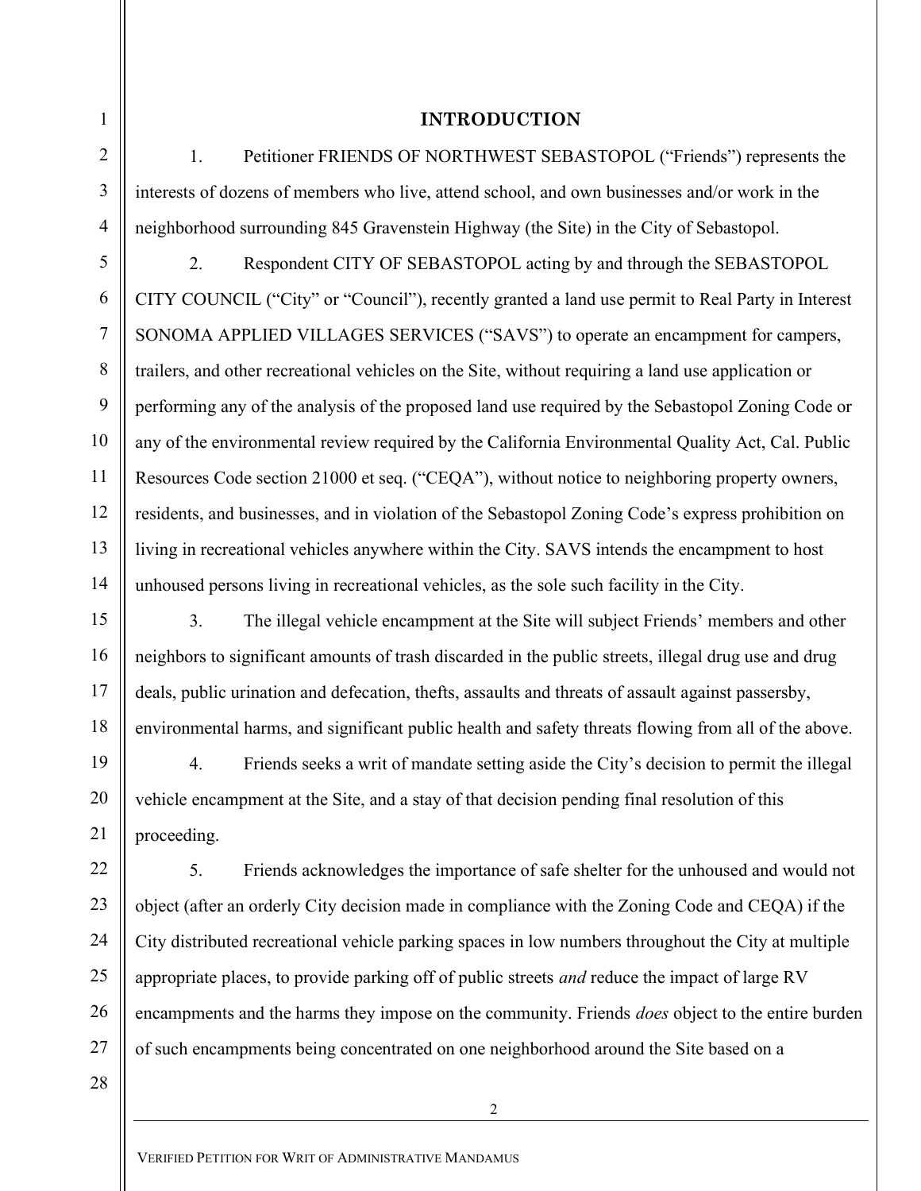## INTRODUCTION

1. Petitioner FRIENDS OF NORTHWEST SEBASTOPOL ("Friends") represents the interests of dozens of members who live, attend school, and own businesses and/or work in the neighborhood surrounding 845 Gravenstein Highway (the Site) in the City of Sebastopol.

2. Respondent CITY OF SEBASTOPOL acting by and through the SEBASTOPOL CITY COUNCIL ("City" or "Council"), recently granted a land use permit to Real Party in Interest SONOMA APPLIED VILLAGES SERVICES ("SAVS") to operate an encampment for campers, trailers, and other recreational vehicles on the Site, without requiring a land use application or performing any of the analysis of the proposed land use required by the Sebastopol Zoning Code or any of the environmental review required by the California Environmental Quality Act, Cal. Public Resources Code section 21000 et seq. ("CEQA"), without notice to neighboring property owners, residents, and businesses, and in violation of the Sebastopol Zoning Code's express prohibition on living in recreational vehicles anywhere within the City. SAVS intends the encampment to host unhoused persons living in recreational vehicles, as the sole such facility in the City.

3. The illegal vehicle encampment at the Site will subject Friends' members and other neighbors to significant amounts of trash discarded in the public streets, illegal drug use and drug deals, public urination and defecation, thefts, assaults and threats of assault against passersby, environmental harms, and significant public health and safety threats flowing from all of the above.

4. Friends seeks a writ of mandate setting aside the City's decision to permit the illegal vehicle encampment at the Site, and a stay of that decision pending final resolution of this proceeding.

5. Friends acknowledges the importance of safe shelter for the unhoused and would not object (after an orderly City decision made in compliance with the Zoning Code and CEQA) if the City distributed recreational vehicle parking spaces in low numbers throughout the City at multiple appropriate places, to provide parking off of public streets *and* reduce the impact of large RV encampments and the harms they impose on the community. Friends *does* object to the entire burden of such encampments being concentrated on one neighborhood around the Site based on a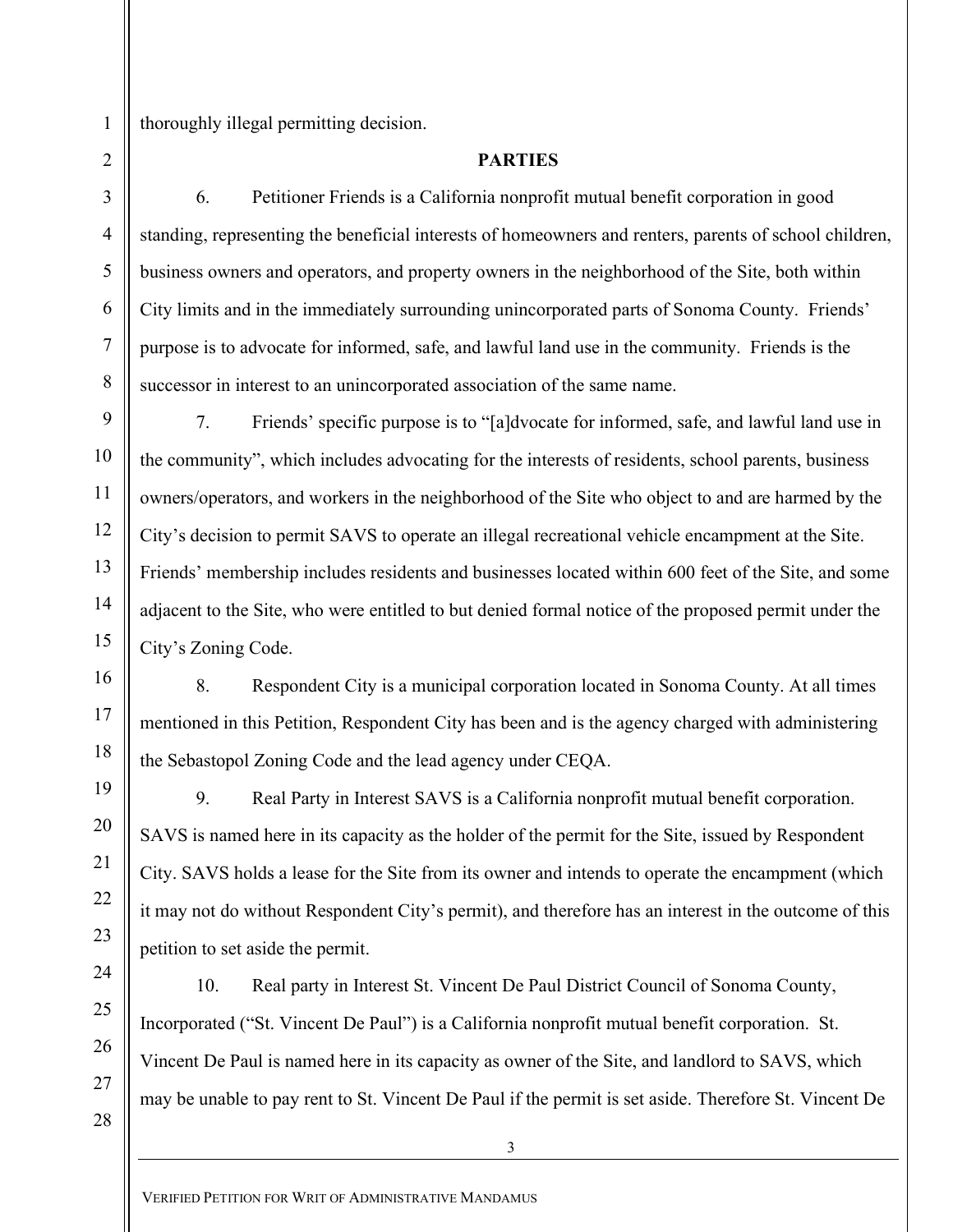thoroughly illegal permitting decision.

## PARTIES

6. Petitioner Friends is a California nonprofit mutual benefit corporation in good standing, representing the beneficial interests of homeowners and renters, parents of school children, business owners and operators, and property owners in the neighborhood of the Site, both within City limits and in the immediately surrounding unincorporated parts of Sonoma County. Friends' purpose is to advocate for informed, safe, and lawful land use in the community. Friends is the successor in interest to an unincorporated association of the same name.

7. Friends' specific purpose is to "[a]dvocate for informed, safe, and lawful land use in the community", which includes advocating for the interests of residents, school parents, business owners/operators, and workers in the neighborhood of the Site who object to and are harmed by the City's decision to permit SAVS to operate an illegal recreational vehicle encampment at the Site. Friends' membership includes residents and businesses located within 600 feet of the Site, and some adjacent to the Site, who were entitled to but denied formal notice of the proposed permit under the City's Zoning Code.

8. Respondent City is a municipal corporation located in Sonoma County. At all times mentioned in this Petition, Respondent City has been and is the agency charged with administering the Sebastopol Zoning Code and the lead agency under CEQA.

9. Real Party in Interest SAVS is a California nonprofit mutual benefit corporation. SAVS is named here in its capacity as the holder of the permit for the Site, issued by Respondent City. SAVS holds a lease for the Site from its owner and intends to operate the encampment (which it may not do without Respondent City's permit), and therefore has an interest in the outcome of this petition to set aside the permit.

10. Real party in Interest St. Vincent De Paul District Council of Sonoma County, Incorporated ("St. Vincent De Paul") is a California nonprofit mutual benefit corporation. St. Vincent De Paul is named here in its capacity as owner of the Site, and landlord to SAVS, which may be unable to pay rent to St. Vincent De Paul if the permit is set aside. Therefore St. Vincent De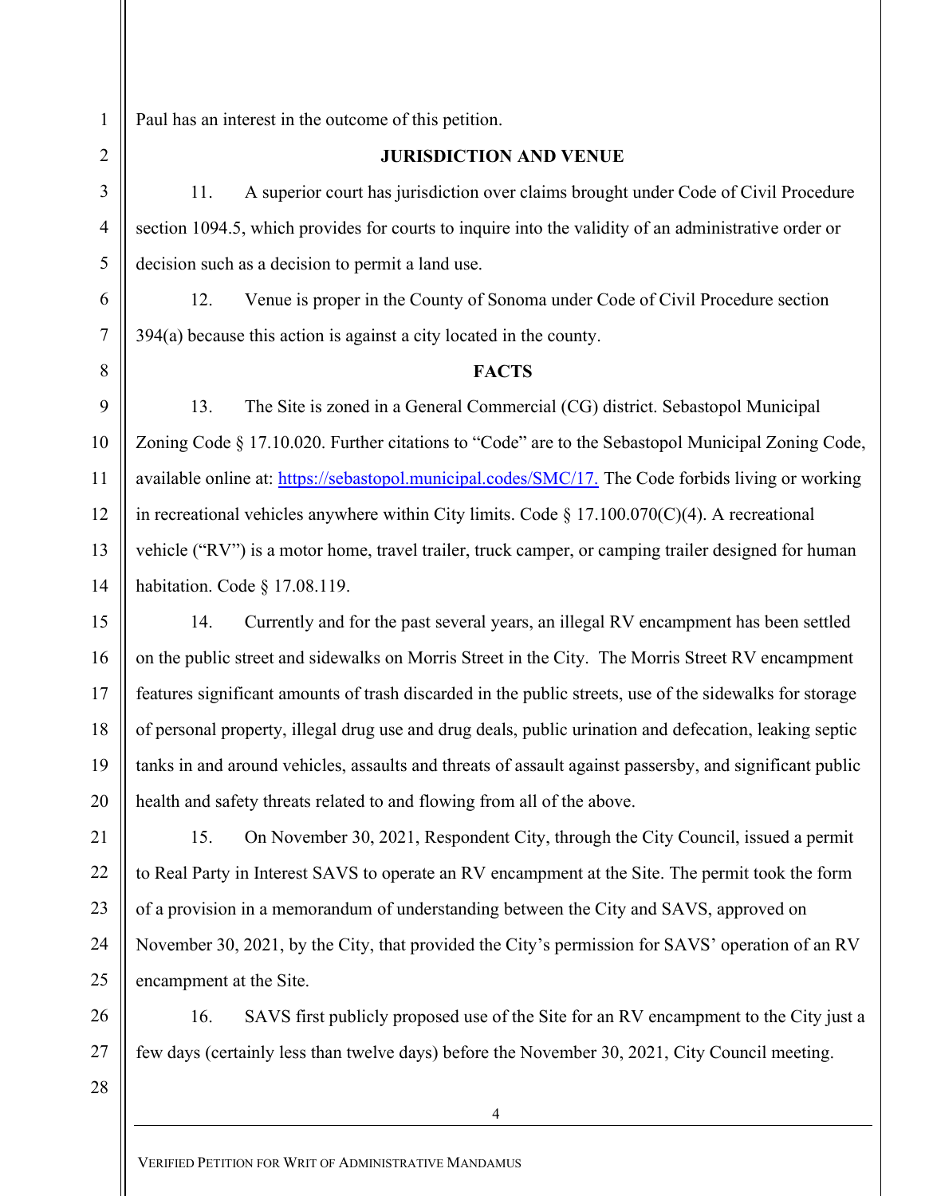Paul has an interest in the outcome of this petition.

**JURISDICTION AND VENUE**

11. A superior court has jurisdiction over claims brought under Code of Civil Procedure section 1094.5, which provides for courts to inquire into the validity of an administrative order or decision such as a decision to permit a land use.

12. Venue is proper in the County of Sonoma under Code of Civil Procedure section 394(a) because this action is against a city located in the county.

**FACTS**

13. The Site is zoned in a General Commercial (CG) district. Sebastopol Municipal Zoning Code § 17.10.020. Further citations to "Code" are to the Sebastopol Municipal Zoning Code, available online at: https://sebastopol.municipal.codes/SMC/17. The Code forbids living or working in recreational vehicles anywhere within City limits. Code § 17.100.070(C)(4). A recreational vehicle ("RV") is a motor home, travel trailer, truck camper, or camping trailer designed for human habitation. Code § 17.08.119.

14. Currently and for the past several years, an illegal RV encampment has been settled on the public street and sidewalks on Morris Street in the City. The Morris Street RV encampment features significant amounts of trash discarded in the public streets, use of the sidewalks for storage of personal property, illegal drug use and drug deals, public urination and defecation, leaking septic tanks in and around vehicles, assaults and threats of assault against passersby, and significant public health and safety threats related to and flowing from all of the above.

15. On November 30, 2021, Respondent City, through the City Council, issued a permit to Real Party in Interest SAVS to operate an RV encampment at the Site. The permit took the form of a provision in a memorandum of understanding between the City and SAVS, approved on November 30, 2021, by the City, that provided the City's permission for SAVS' operation of an RV encampment at the Site.

16. SAVS first publicly proposed use of the Site for an RV encampment to the City just a few days (certainly less than twelve days) before the November 30, 2021, City Council meeting.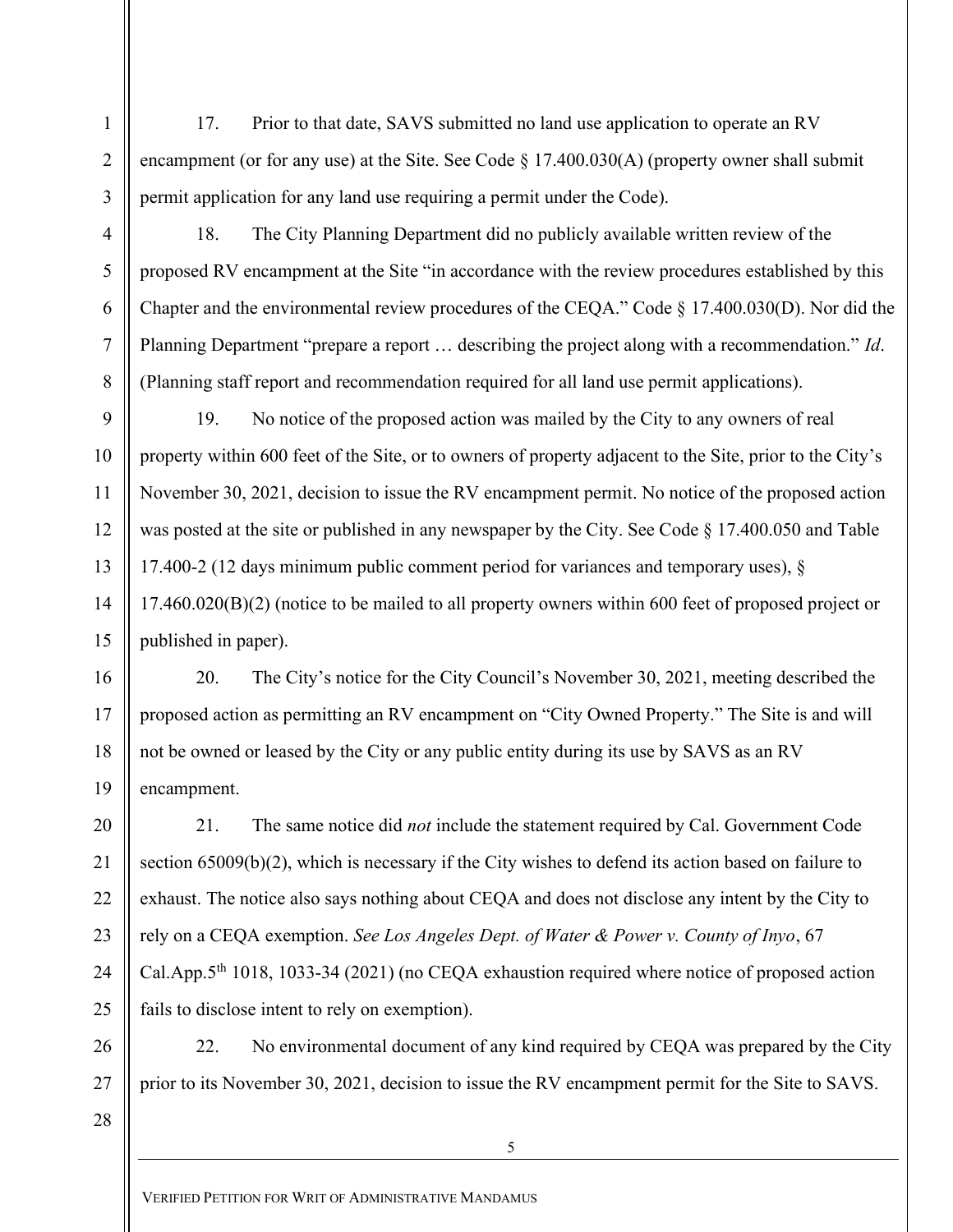17. Prior to that date, SAVS submitted no land use application to operate an RV encampment (or for any use) at the Site. See Code § 17.400.030(A) (property owner shall submit permit application for any land use requiring a permit under the Code).

18. The City Planning Department did no publicly available written review of the proposed RV encampment at the Site "in accordance with the review procedures established by this Chapter and the environmental review procedures of the CEQA." Code § 17.400.030(D). Nor did the Planning Department "prepare a report … describing the project along with a recommendation." *Id*. (Planning staff report and recommendation required for all land use permit applications).

19. No notice of the proposed action was mailed by the City to any owners of real property within 600 feet of the Site, or to owners of property adjacent to the Site, prior to the City's November 30, 2021, decision to issue the RV encampment permit. No notice of the proposed action was posted at the site or published in any newspaper by the City. See Code § 17.400.050 and Table 17.400-2 (12 days minimum public comment period for variances and temporary uses), § 17.460.020(B)(2) (notice to be mailed to all property owners within 600 feet of proposed project or published in paper).

20. The City's notice for the City Council's November 30, 2021, meeting described the proposed action as permitting an RV encampment on "City Owned Property." The Site is and will not be owned or leased by the City or any public entity during its use by SAVS as an RV encampment.

21. The same notice did *not* include the statement required by Cal. Government Code section 65009(b)(2), which is necessary if the City wishes to defend its action based on failure to exhaust. The notice also says nothing about CEQA and does not disclose any intent by the City to rely on a CEQA exemption. *See Los Angeles Dept. of Water & Power v. County of Inyo*, 67 Cal.App.5th 1018, 1033-34 (2021) (no CEQA exhaustion required where notice of proposed action fails to disclose intent to rely on exemption).

22. No environmental document of any kind required by CEQA was prepared by the City prior to its November 30, 2021, decision to issue the RV encampment permit for the Site to SAVS.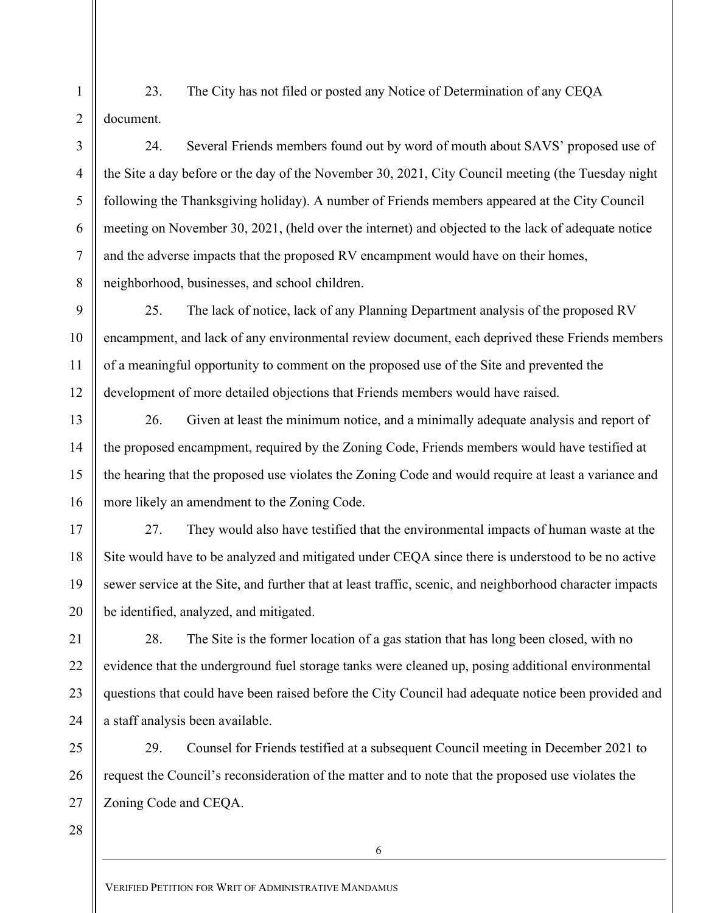23. The City has not filed or posted any Notice of Determination of any CEQA document.

24. Several Friends members found out by word of mouth about SAVS' proposed use of the Site a day before or the day of the November 30, 2021, City Council meeting (the Tuesday night following the Thanksgiving holiday). A number of Friends members appeared at the City Council meeting on November 30, 2021, (held over the internet) and objected to the lack of adequate notice and the adverse impacts that the proposed RV encampment would have on their homes, neighborhood, businesses, and school children.

25. The lack of notice, lack of any Planning Department analysis of the proposed RV encampment, and lack of any environmental review document, each deprived these Friends members of a meaningful opportunity to comment on the proposed use of the Site and prevented the development of more detailed objections that Friends members would have raised.

26. Given at least the minimum notice, and a minimally adequate analysis and report of the proposed encampment, required by the Zoning Code, Friends members would have testified at the hearing that the proposed use violates the Zoning Code and would require at least a variance and more likely an amendment to the Zoning Code.

27. They would also have testified that the environmental impacts of human waste at the Site would have to be analyzed and mitigated under CEQA since there is understood to be no active sewer service at the Site, and further that at least traffic, scenic, and neighborhood character impacts be identified, analyzed, and mitigated.

28. The Site is the former location of a gas station that has long been closed, with no evidence that the underground fuel storage tanks were cleaned up, posing additional environmental questions that could have been raised before the City Council had adequate notice been provided and a staff analysis been available.

29. Counsel for Friends testified at a subsequent Council meeting in December 2021 to request the Council's reconsideration of the matter and to note that the proposed use violates the Zoning Code and CEQA.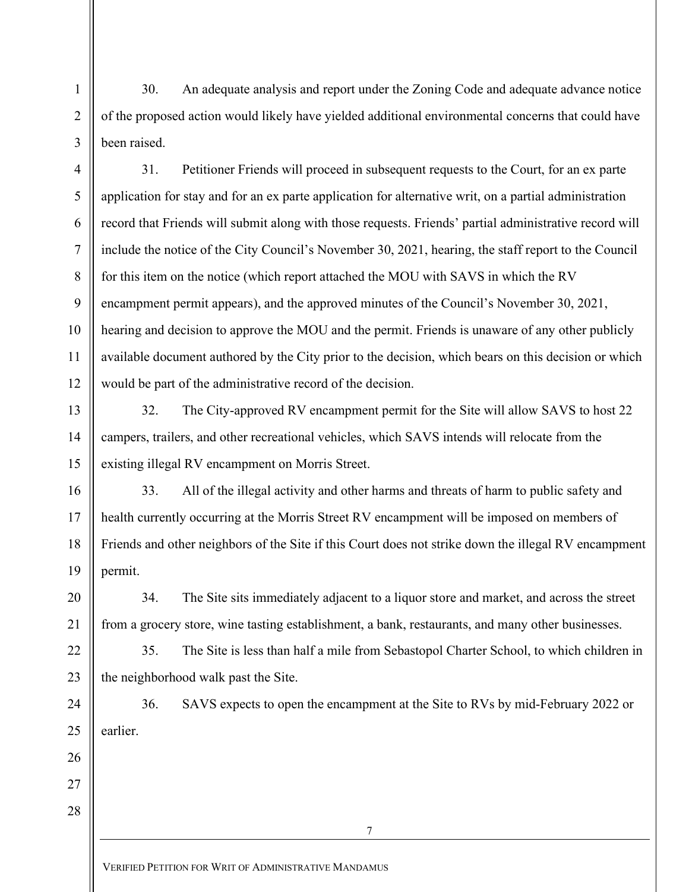30. An adequate analysis and report under the Zoning Code and adequate advance notice of the proposed action would likely have yielded additional environmental concerns that could have been raised.

31. Petitioner Friends will proceed in subsequent requests to the Court, for an ex parte application for stay and for an ex parte application for alternative writ, on a partial administration record that Friends will submit along with those requests. Friends' partial administrative record will include the notice of the City Council's November 30, 2021, hearing, the staff report to the Council for this item on the notice (which report attached the MOU with SAVS in which the RV encampment permit appears), and the approved minutes of the Council's November 30, 2021, hearing and decision to approve the MOU and the permit. Friends is unaware of any other publicly available document authored by the City prior to the decision, which bears on this decision or which would be part of the administrative record of the decision.

32. The City-approved RV encampment permit for the Site will allow SAVS to host 22 campers, trailers, and other recreational vehicles, which SAVS intends will relocate from the existing illegal RV encampment on Morris Street.

33. All of the illegal activity and other harms and threats of harm to public safety and health currently occurring at the Morris Street RV encampment will be imposed on members of Friends and other neighbors of the Site if this Court does not strike down the illegal RV encampment permit.

34. The Site sits immediately adjacent to a liquor store and market, and across the street from a grocery store, wine tasting establishment, a bank, restaurants, and many other businesses.

35. The Site is less than half a mile from Sebastopol Charter School, to which children in the neighborhood walk past the Site.

36. SAVS expects to open the encampment at the Site to RVs by mid-February 2022 or earlier.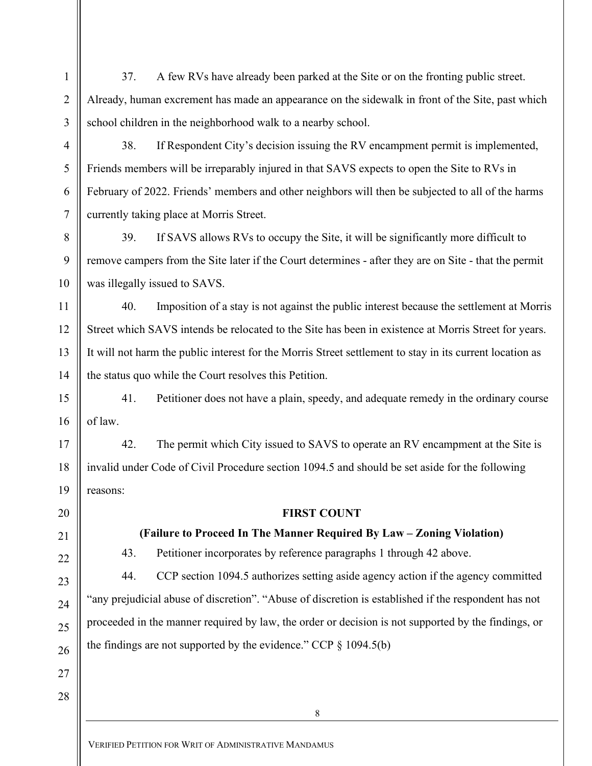37. A few RVs have already been parked at the Site or on the fronting public street. Already, human excrement has made an appearance on the sidewalk in front of the Site, past which school children in the neighborhood walk to a nearby school.

38. If Respondent City's decision issuing the RV encampment permit is implemented, Friends members will be irreparably injured in that SAVS expects to open the Site to RVs in February of 2022. Friends' members and other neighbors will then be subjected to all of the harms currently taking place at Morris Street.

39. If SAVS allows RVs to occupy the Site, it will be significantly more difficult to remove campers from the Site later if the Court determines - after they are on Site - that the permit was illegally issued to SAVS.

40. Imposition of a stay is not against the public interest because the settlement at Morris Street which SAVS intends be relocated to the Site has been in existence at Morris Street for years. It will not harm the public interest for the Morris Street settlement to stay in its current location as the status quo while the Court resolves this Petition.

41. Petitioner does not have a plain, speedy, and adequate remedy in the ordinary course of law.

42. The permit which City issued to SAVS to operate an RV encampment at the Site is invalid under Code of Civil Procedure section 1094.5 and should be set aside for the following reasons:

**FIRST COUNT**

**(Failure to Proceed In The Manner Required By Law – Zoning Violation)**

43. Petitioner incorporates by reference paragraphs 1 through 42 above.

44. CCP section 1094.5 authorizes setting aside agency action if the agency committed "any prejudicial abuse of discretion". "Abuse of discretion is established if the respondent has not proceeded in the manner required by law, the order or decision is not supported by the findings, or the findings are not supported by the evidence." CCP § 1094.5(b)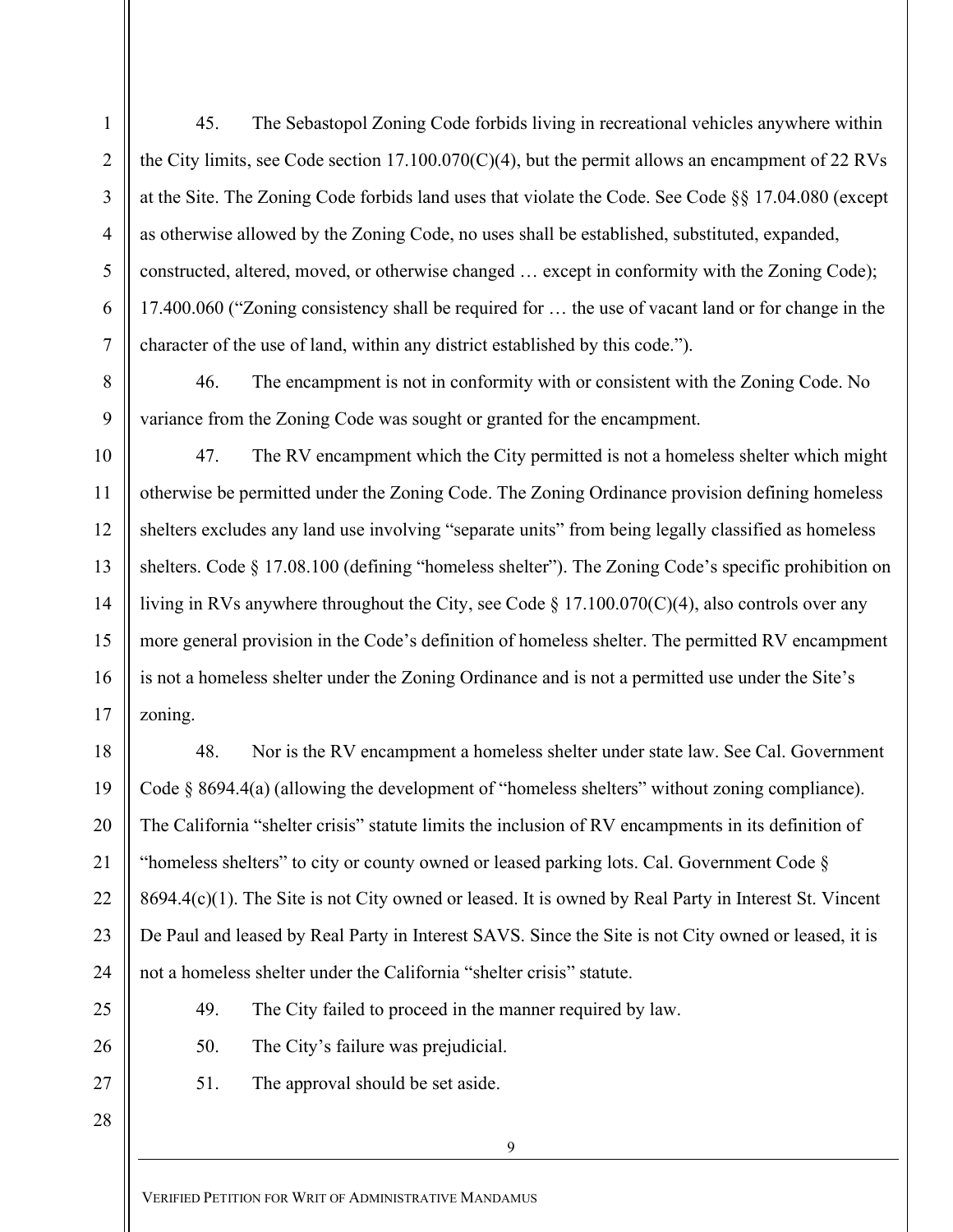45. The Sebastopol Zoning Code forbids living in recreational vehicles anywhere within the City limits, see Code section 17.100.070(C)(4), but the permit allows an encampment of 22 RVs at the Site. The Zoning Code forbids land uses that violate the Code. See Code §§ 17.04.080 (except as otherwise allowed by the Zoning Code, no uses shall be established, substituted, expanded, constructed, altered, moved, or otherwise changed … except in conformity with the Zoning Code); 17.400.060 ("Zoning consistency shall be required for … the use of vacant land or for change in the character of the use of land, within any district established by this code.").

46. The encampment is not in conformity with or consistent with the Zoning Code. No variance from the Zoning Code was sought or granted for the encampment.

47. The RV encampment which the City permitted is not a homeless shelter which might otherwise be permitted under the Zoning Code. The Zoning Ordinance provision defining homeless shelters excludes any land use involving "separate units" from being legally classified as homeless shelters. Code § 17.08.100 (defining "homeless shelter"). The Zoning Code's specific prohibition on living in RVs anywhere throughout the City, see Code § 17.100.070(C)(4), also controls over any more general provision in the Code's definition of homeless shelter. The permitted RV encampment is not a homeless shelter under the Zoning Ordinance and is not a permitted use under the Site's zoning.

48. Nor is the RV encampment a homeless shelter under state law. See Cal. Government Code § 8694.4(a) (allowing the development of "homeless shelters" without zoning compliance). The California "shelter crisis" statute limits the inclusion of RV encampments in its definition of "homeless shelters" to city or county owned or leased parking lots. Cal. Government Code § 8694.4(c)(1). The Site is not City owned or leased. It is owned by Real Party in Interest St. Vincent De Paul and leased by Real Party in Interest SAVS. Since the Site is not City owned or leased, it is not a homeless shelter under the California "shelter crisis" statute.

49. The City failed to proceed in the manner required by law.

50. The City's failure was prejudicial.

51. The approval should be set aside.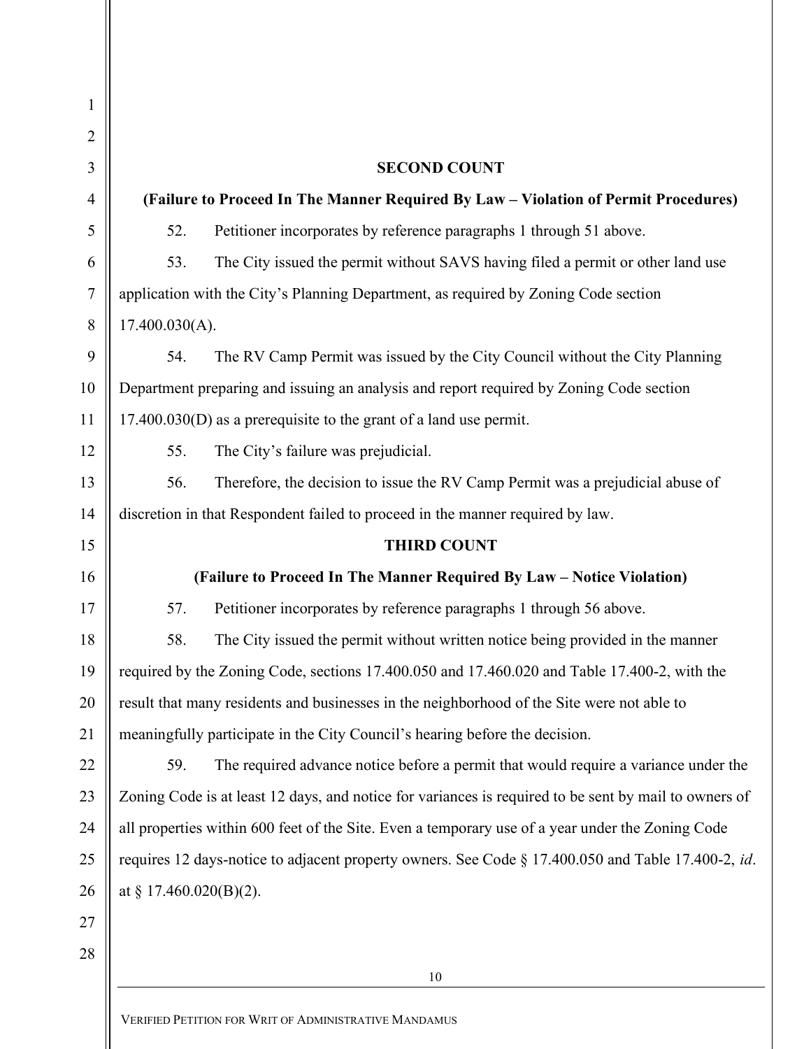**SECOND COUNT**

**(Failure to Proceed In The Manner Required By Law – Violation of Permit Procedures)**

52. Petitioner incorporates by reference paragraphs 1 through 51 above.

53. The City issued the permit without SAVS having filed a permit or other land use application with the City's Planning Department, as required by Zoning Code section 17.400.030(A).

54. The RV Camp Permit was issued by the City Council without the City Planning Department preparing and issuing an analysis and report required by Zoning Code section 17.400.030(D) as a prerequisite to the grant of a land use permit.

55. The City's failure was prejudicial.

56. Therefore, the decision to issue the RV Camp Permit was a prejudicial abuse of discretion in that Respondent failed to proceed in the manner required by law.

**THIRD COUNT**

**(Failure to Proceed In The Manner Required By Law – Notice Violation)**

57. Petitioner incorporates by reference paragraphs 1 through 56 above.

58. The City issued the permit without written notice being provided in the manner required by the Zoning Code, sections 17.400.050 and 17.460.020 and Table 17.400-2, with the result that many residents and businesses in the neighborhood of the Site were not able to meaningfully participate in the City Council's hearing before the decision.

59. The required advance notice before a permit that would require a variance under the Zoning Code is at least 12 days, and notice for variances is required to be sent by mail to owners of all properties within 600 feet of the Site. Even a temporary use of a year under the Zoning Code requires 12 days-notice to adjacent property owners. See Code § 17.400.050 and Table 17.400-2, *id*. at § 17.460.020(B)(2).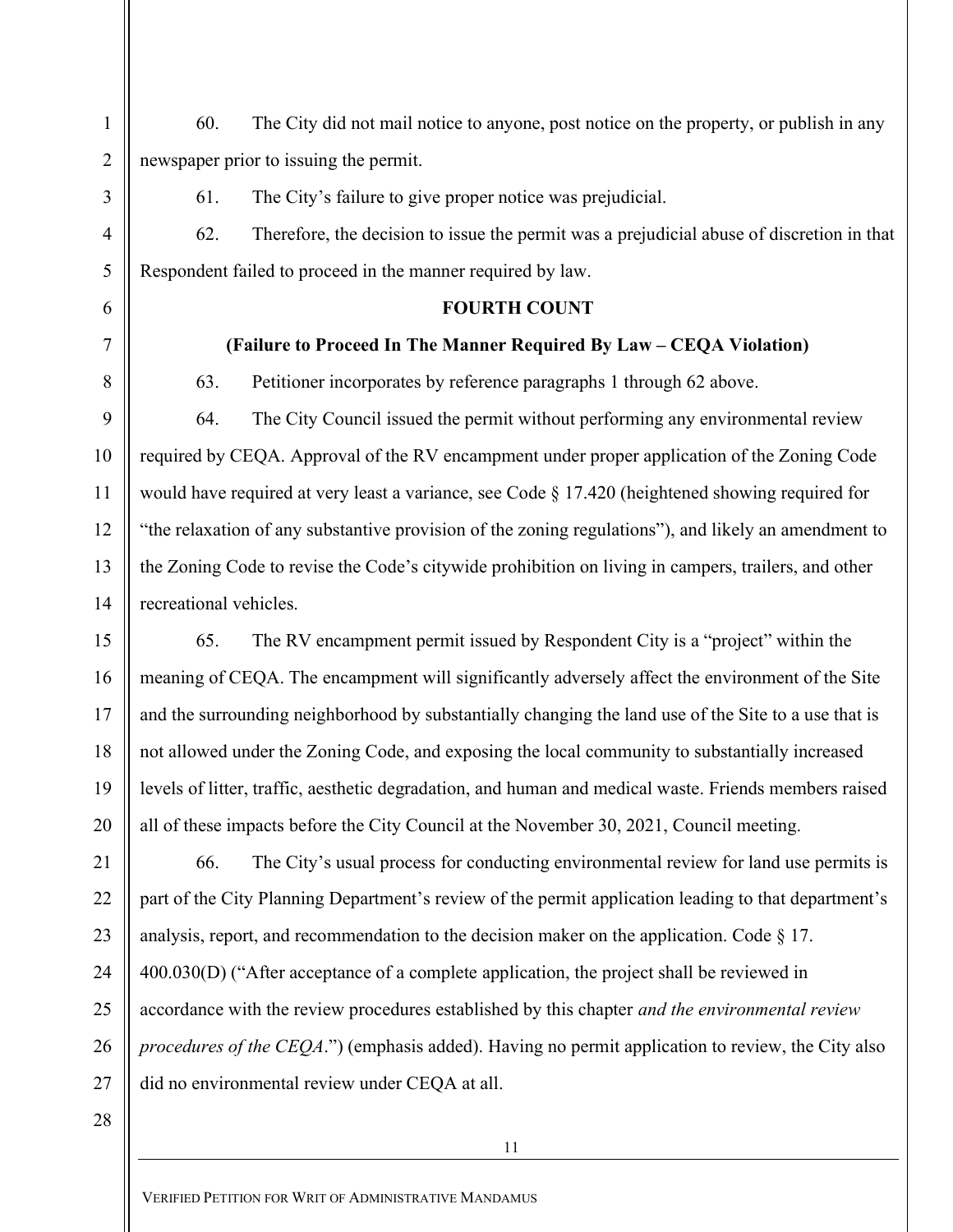60. The City did not mail notice to anyone, post notice on the property, or publish in any newspaper prior to issuing the permit.

61. The City's failure to give proper notice was prejudicial.

62. Therefore, the decision to issue the permit was a prejudicial abuse of discretion in that Respondent failed to proceed in the manner required by law.

**FOURTH COUNT**

**(Failure to Proceed In The Manner Required By Law – CEQA Violation)**

63. Petitioner incorporates by reference paragraphs 1 through 62 above.

64. The City Council issued the permit without performing any environmental review required by CEQA. Approval of the RV encampment under proper application of the Zoning Code would have required at very least a variance, see Code § 17.420 (heightened showing required for "the relaxation of any substantive provision of the zoning regulations"), and likely an amendment to the Zoning Code to revise the Code's citywide prohibition on living in campers, trailers, and other recreational vehicles.

65. The RV encampment permit issued by Respondent City is a "project" within the meaning of CEQA. The encampment will significantly adversely affect the environment of the Site and the surrounding neighborhood by substantially changing the land use of the Site to a use that is not allowed under the Zoning Code, and exposing the local community to substantially increased levels of litter, traffic, aesthetic degradation, and human and medical waste. Friends members raised all of these impacts before the City Council at the November 30, 2021, Council meeting.

66. The City's usual process for conducting environmental review for land use permits is part of the City Planning Department's review of the permit application leading to that department's analysis, report, and recommendation to the decision maker on the application. Code § 17. 400.030(D) ("After acceptance of a complete application, the project shall be reviewed in accordance with the review procedures established by this chapter *and the environmental review procedures of the CEQA*.") (emphasis added). Having no permit application to review, the City also did no environmental review under CEQA at all.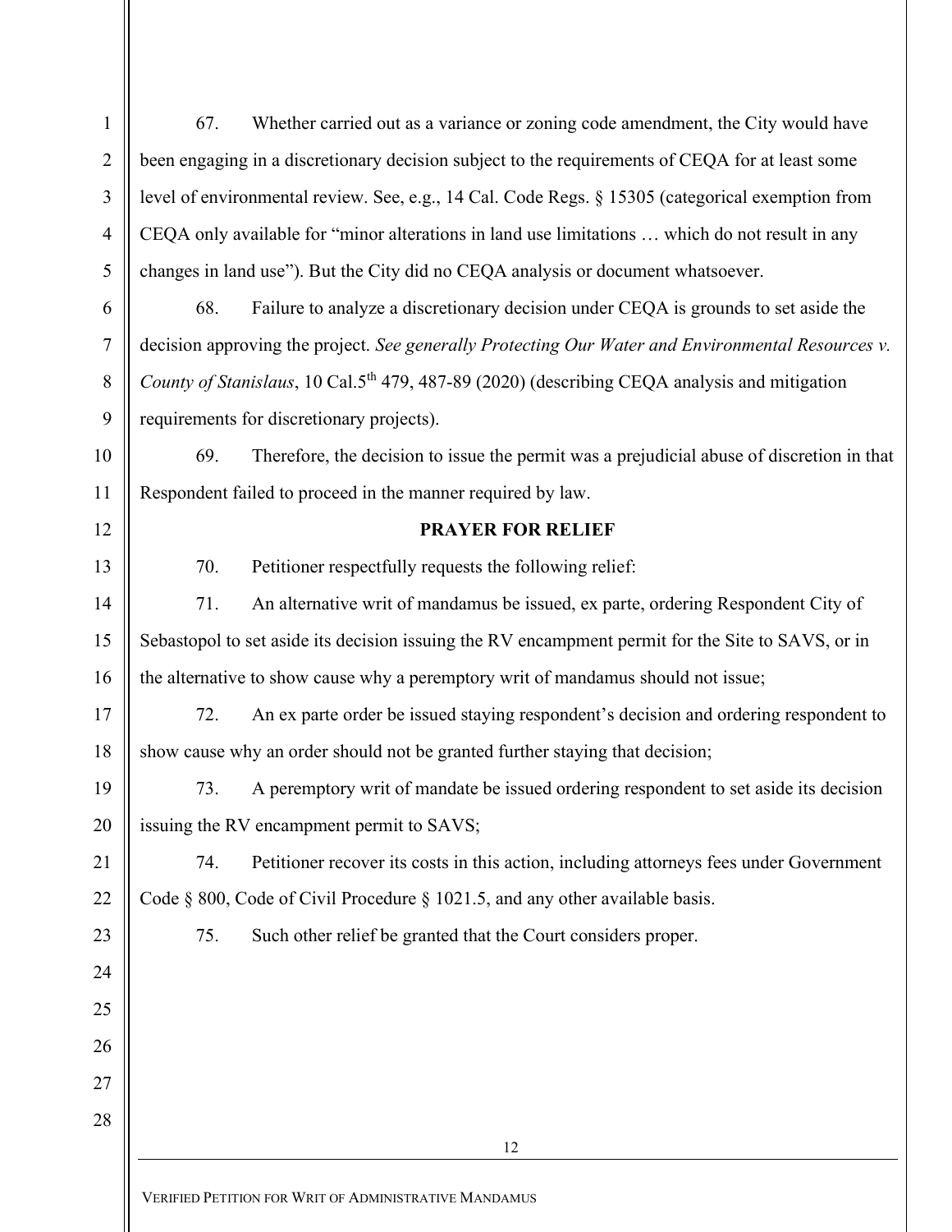67. Whether carried out as a variance or zoning code amendment, the City would have been engaging in a discretionary decision subject to the requirements of CEQA for at least some level of environmental review. See, e.g., 14 Cal. Code Regs. § 15305 (categorical exemption from CEQA only available for "minor alterations in land use limitations … which do not result in any changes in land use"). But the City did no CEQA analysis or document whatsoever.

68. Failure to analyze a discretionary decision under CEQA is grounds to set aside the decision approving the project. *See generally Protecting Our Water and Environmental Resources v. County of Stanislaus*, 10 Cal.5th 479, 487-89 (2020) (describing CEQA analysis and mitigation requirements for discretionary projects).

69. Therefore, the decision to issue the permit was a prejudicial abuse of discretion in that Respondent failed to proceed in the manner required by law.

**PRAYER FOR RELIEF**

70. Petitioner respectfully requests the following relief:

71. An alternative writ of mandamus be issued, ex parte, ordering Respondent City of Sebastopol to set aside its decision issuing the RV encampment permit for the Site to SAVS, or in the alternative to show cause why a peremptory writ of mandamus should not issue;

72. An ex parte order be issued staying respondent's decision and ordering respondent to show cause why an order should not be granted further staying that decision;

73. A peremptory writ of mandate be issued ordering respondent to set aside its decision issuing the RV encampment permit to SAVS;

74. Petitioner recover its costs in this action, including attorneys fees under Government Code § 800, Code of Civil Procedure § 1021.5, and any other available basis.

75. Such other relief be granted that the Court considers proper.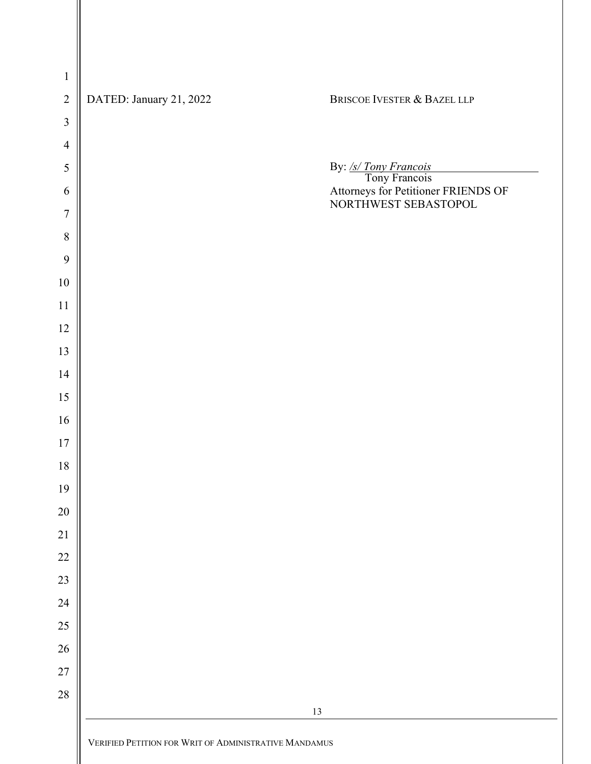DATED: January 21, 2022

BRISCOE IVESTER & BAZEL LLP

By: */s/ Tony Francois*
Tony Francois
Attorneys for Petitioner FRIENDS OF NORTHWEST SEBASTOPOL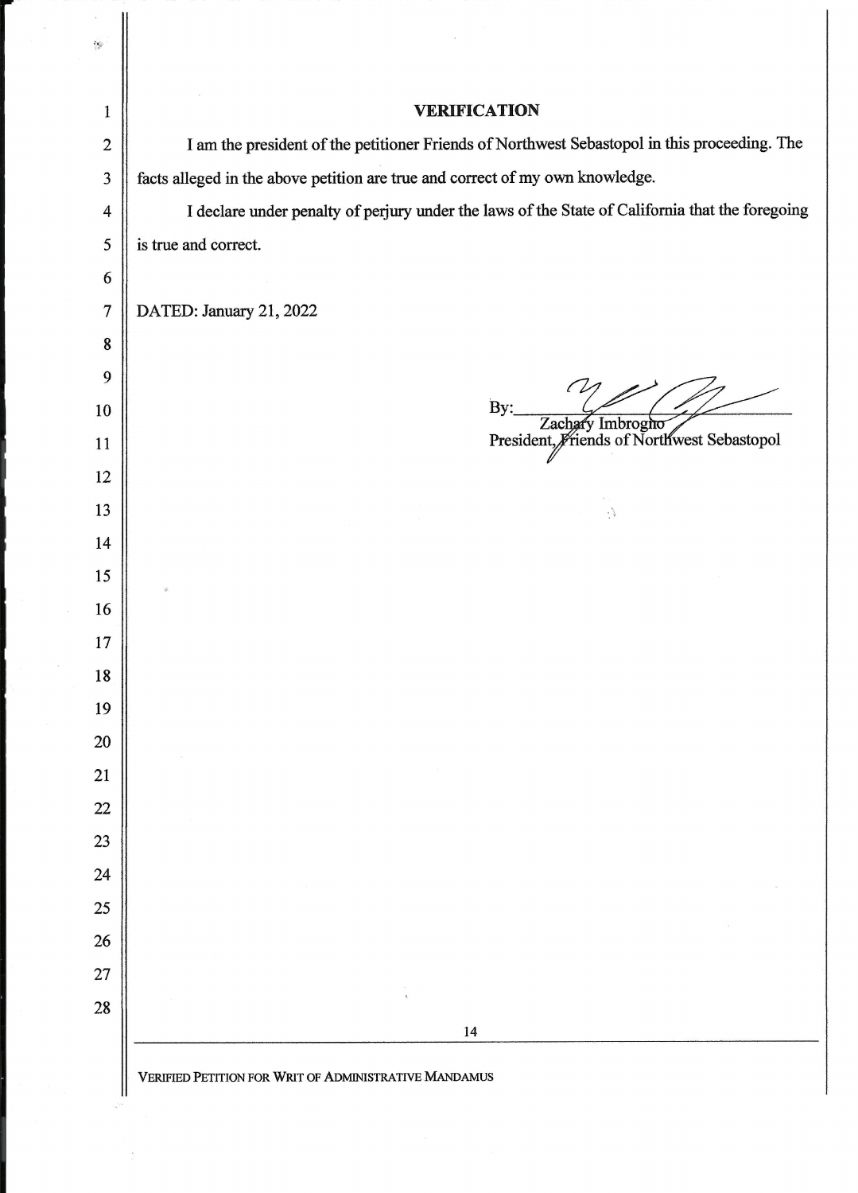## VERIFICATION

I am the president of the petitioner Friends of Northwest Sebastopol in this proceeding. The facts alleged in the above petition are true and correct of my own knowledge.

I declare under penalty of perjury under the laws of the State of California that the foregoing is true and correct.

DATED: January 21, 2022

By:\_\_\_\_\_\_\_\_\_\_\_\_\_\_\_\_\_\_\_\_\_\_\_\_
Zachary Imbrogno
President, Friends of Northwest Sebastopol

VERIFIED PETITION FOR WRIT OF ADMINISTRATIVE MANDAMUS